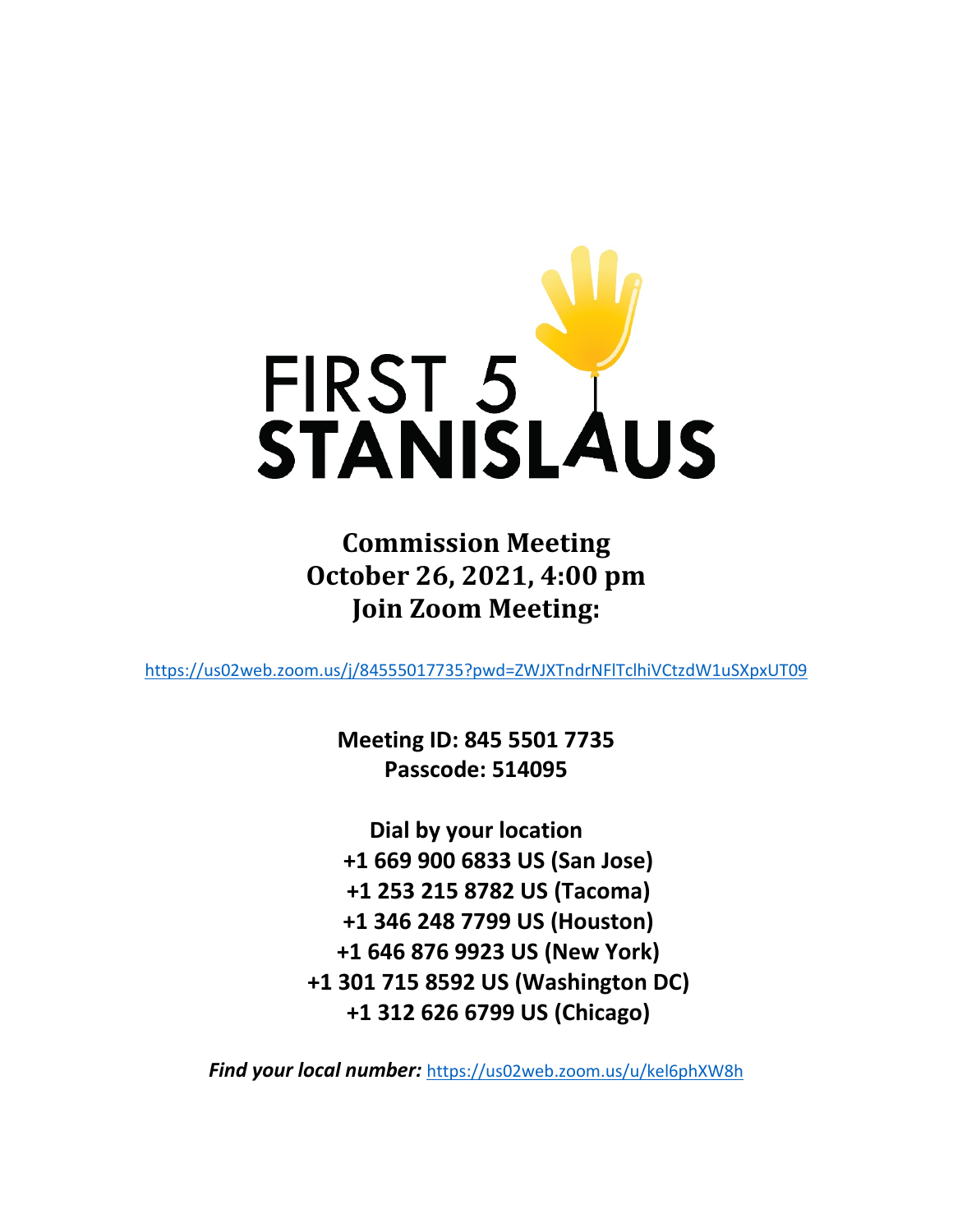# FIRST 5 STANISLAUS

## Commission Meeting
## October 26, 2021, 4:00 pm
## Join Zoom Meeting:

https://us02web.zoom.us/j/84555017735?pwd=ZWJXTndrNFlTclhiVCtzdW1uSXpxUT09

**Meeting ID: 845 5501 7735**
**Passcode: 514095**

**Dial by your location**
**+1 669 900 6833 US (San Jose)**
**+1 253 215 8782 US (Tacoma)**
**+1 346 248 7799 US (Houston)**
**+1 646 876 9923 US (New York)**
**+1 301 715 8592 US (Washington DC)**
**+1 312 626 6799 US (Chicago)**

***Find your local number:*** https://us02web.zoom.us/u/kel6phXW8h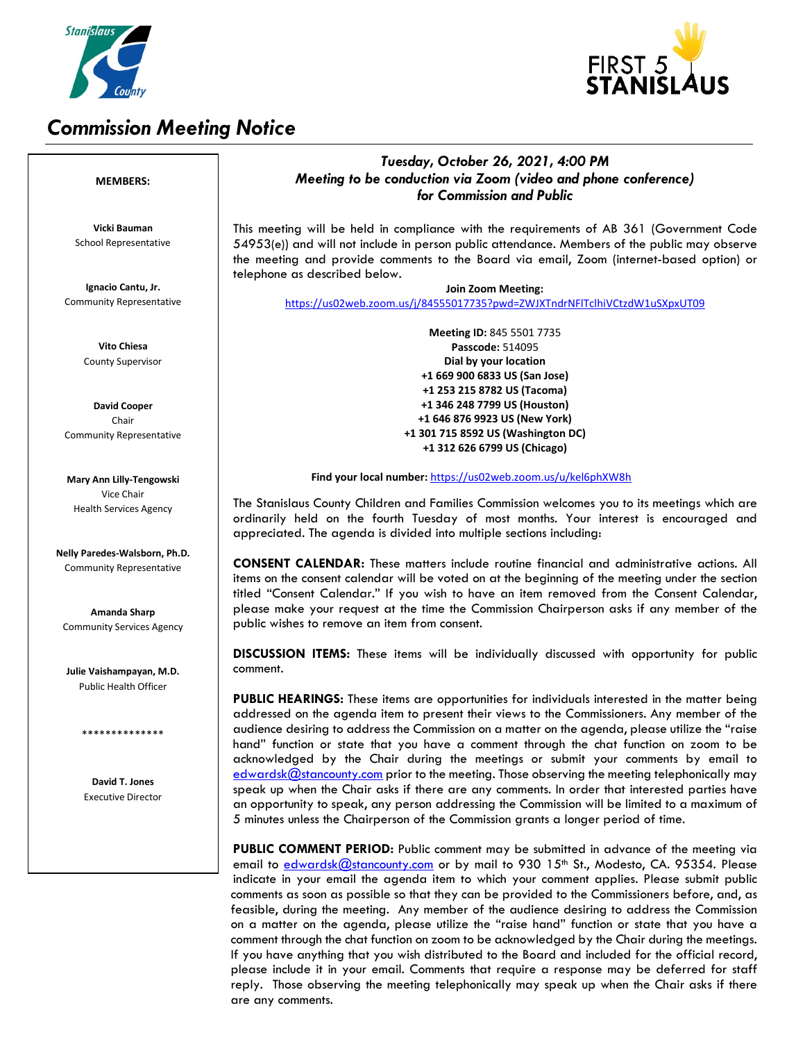# *Commission Meeting Notice*

**MEMBERS:**

**Vicki Bauman**
School Representative

**Ignacio Cantu, Jr.**
Community Representative

**Vito Chiesa**
County Supervisor

**David Cooper**
Chair
Community Representative

**Mary Ann Lilly-Tengowski**
Vice Chair
Health Services Agency

**Nelly Paredes-Walsborn, Ph.D.**
Community Representative

**Amanda Sharp**
Community Services Agency

**Julie Vaishampayan, M.D.**
Public Health Officer

**************

**David T. Jones**
Executive Director

***Tuesday, October 26, 2021, 4:00 PM***
***Meeting to be conduction via Zoom (video and phone conference)***
***for Commission and Public***

This meeting will be held in compliance with the requirements of AB 361 (Government Code 54953(e)) and will not include in person public attendance. Members of the public may observe the meeting and provide comments to the Board via email, Zoom (internet-based option) or telephone as described below.

**Join Zoom Meeting:**
https://us02web.zoom.us/j/84555017735?pwd=ZWJXTndrNFlTclhiVCtzdW1uSXpxUT09

**Meeting ID:** 845 5501 7735
**Passcode:** 514095
**Dial by your location**
**+1 669 900 6833 US (San Jose)**
**+1 253 215 8782 US (Tacoma)**
**+1 346 248 7799 US (Houston)**
**+1 646 876 9923 US (New York)**
**+1 301 715 8592 US (Washington DC)**
**+1 312 626 6799 US (Chicago)**

**Find your local number:** https://us02web.zoom.us/u/kel6phXW8h

The Stanislaus County Children and Families Commission welcomes you to its meetings which are ordinarily held on the fourth Tuesday of most months. Your interest is encouraged and appreciated. The agenda is divided into multiple sections including:

**CONSENT CALENDAR:** These matters include routine financial and administrative actions. All items on the consent calendar will be voted on at the beginning of the meeting under the section titled "Consent Calendar." If you wish to have an item removed from the Consent Calendar, please make your request at the time the Commission Chairperson asks if any member of the public wishes to remove an item from consent.

**DISCUSSION ITEMS:** These items will be individually discussed with opportunity for public comment.

**PUBLIC HEARINGS:** These items are opportunities for individuals interested in the matter being addressed on the agenda item to present their views to the Commissioners. Any member of the audience desiring to address the Commission on a matter on the agenda, please utilize the "raise hand" function or state that you have a comment through the chat function on zoom to be acknowledged by the Chair during the meetings or submit your comments by email to edwardsk@stancounty.com prior to the meeting. Those observing the meeting telephonically may speak up when the Chair asks if there are any comments. In order that interested parties have an opportunity to speak, any person addressing the Commission will be limited to a maximum of 5 minutes unless the Chairperson of the Commission grants a longer period of time.

**PUBLIC COMMENT PERIOD:** Public comment may be submitted in advance of the meeting via email to edwardsk@stancounty.com or by mail to 930 15th St., Modesto, CA. 95354. Please indicate in your email the agenda item to which your comment applies. Please submit public comments as soon as possible so that they can be provided to the Commissioners before, and, as feasible, during the meeting. Any member of the audience desiring to address the Commission on a matter on the agenda, please utilize the "raise hand" function or state that you have a comment through the chat function on zoom to be acknowledged by the Chair during the meetings. If you have anything that you wish distributed to the Board and included for the official record, please include it in your email. Comments that require a response may be deferred for staff reply. Those observing the meeting telephonically may speak up when the Chair asks if there are any comments.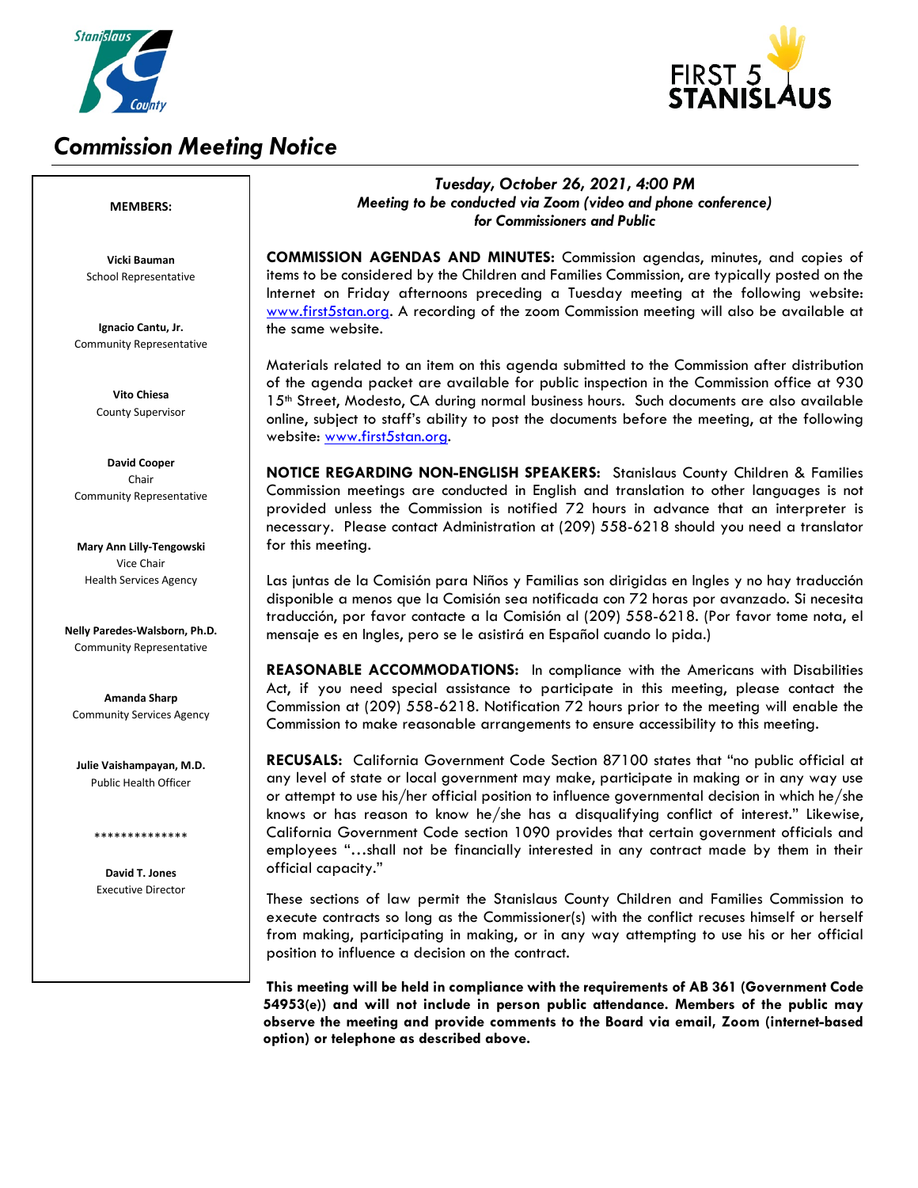# Commission Meeting Notice

**MEMBERS:**

**Vicki Bauman**
School Representative

**Ignacio Cantu, Jr.**
Community Representative

**Vito Chiesa**
County Supervisor

**David Cooper**
Chair
Community Representative

**Mary Ann Lilly-Tengowski**
Vice Chair
Health Services Agency

**Nelly Paredes-Walsborn, Ph.D.**
Community Representative

**Amanda Sharp**
Community Services Agency

**Julie Vaishampayan, M.D.**
Public Health Officer

**************

**David T. Jones**
Executive Director

***Tuesday, October 26, 2021, 4:00 PM***
***Meeting to be conducted via Zoom (video and phone conference) for Commissioners and Public***

**COMMISSION AGENDAS AND MINUTES:** Commission agendas, minutes, and copies of items to be considered by the Children and Families Commission, are typically posted on the Internet on Friday afternoons preceding a Tuesday meeting at the following website: www.first5stan.org. A recording of the zoom Commission meeting will also be available at the same website.

Materials related to an item on this agenda submitted to the Commission after distribution of the agenda packet are available for public inspection in the Commission office at 930 15th Street, Modesto, CA during normal business hours. Such documents are also available online, subject to staff's ability to post the documents before the meeting, at the following website: www.first5stan.org.

**NOTICE REGARDING NON-ENGLISH SPEAKERS:** Stanislaus County Children & Families Commission meetings are conducted in English and translation to other languages is not provided unless the Commission is notified 72 hours in advance that an interpreter is necessary. Please contact Administration at (209) 558-6218 should you need a translator for this meeting.

Las juntas de la Comisión para Niños y Familias son dirigidas en Ingles y no hay traducción disponible a menos que la Comisión sea notificada con 72 horas por avanzado. Si necesita traducción, por favor contacte a la Comisión al (209) 558-6218. (Por favor tome nota, el mensaje es en Ingles, pero se le asistirá en Español cuando lo pida.)

**REASONABLE ACCOMMODATIONS:** In compliance with the Americans with Disabilities Act, if you need special assistance to participate in this meeting, please contact the Commission at (209) 558-6218. Notification 72 hours prior to the meeting will enable the Commission to make reasonable arrangements to ensure accessibility to this meeting.

**RECUSALS:** California Government Code Section 87100 states that "no public official at any level of state or local government may make, participate in making or in any way use or attempt to use his/her official position to influence governmental decision in which he/she knows or has reason to know he/she has a disqualifying conflict of interest." Likewise, California Government Code section 1090 provides that certain government officials and employees "…shall not be financially interested in any contract made by them in their official capacity."

These sections of law permit the Stanislaus County Children and Families Commission to execute contracts so long as the Commissioner(s) with the conflict recuses himself or herself from making, participating in making, or in any way attempting to use his or her official position to influence a decision on the contract.

**This meeting will be held in compliance with the requirements of AB 361 (Government Code 54953(e)) and will not include in person public attendance. Members of the public may observe the meeting and provide comments to the Board via email, Zoom (internet-based option) or telephone as described above.**